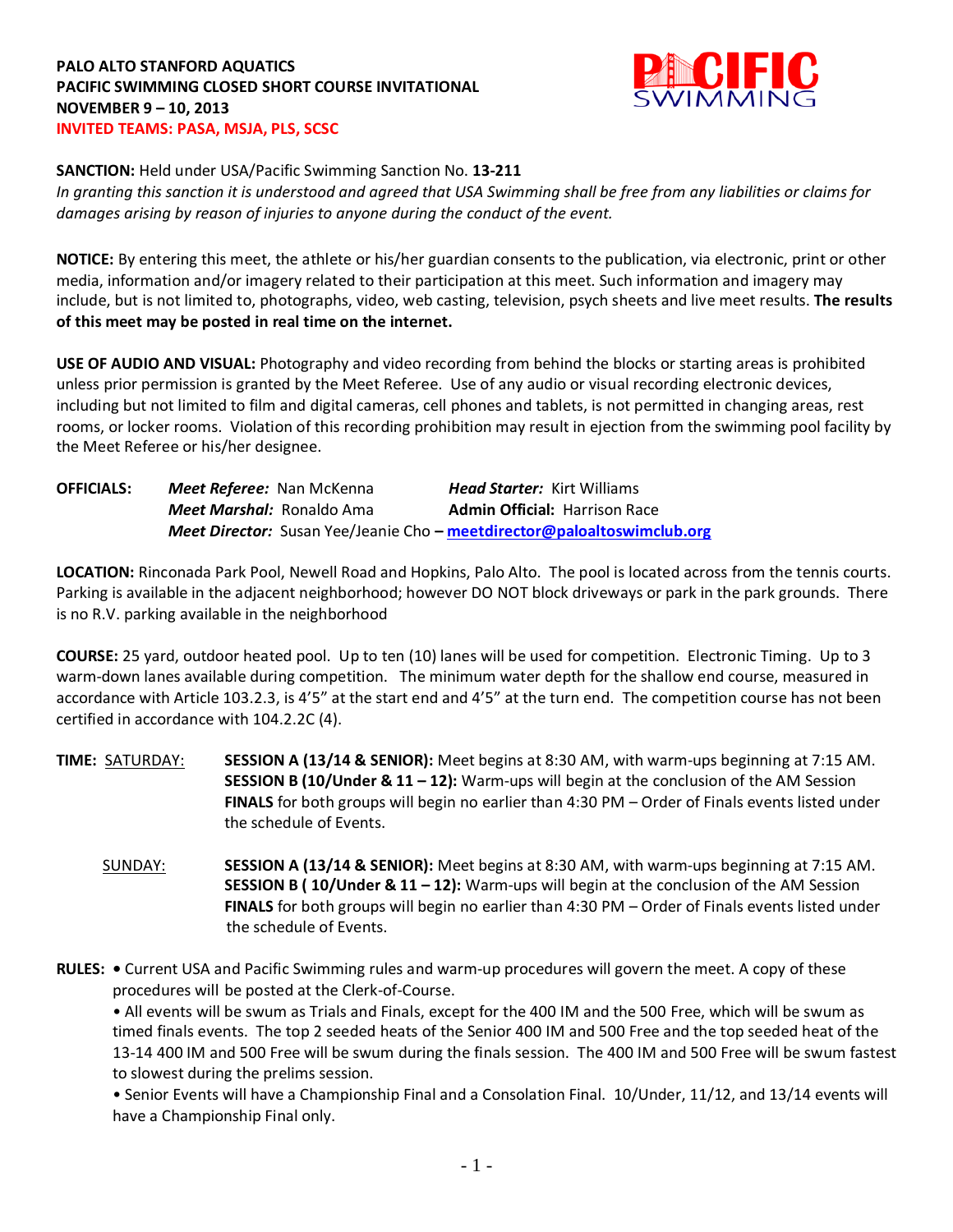**PALO ALTO STANFORD AQUATICS**
**PACIFIC SWIMMING CLOSED SHORT COURSE INVITATIONAL**
**NOVEMBER 9 – 10, 2013**
**INVITED TEAMS: PASA, MSJA, PLS, SCSC**

**SANCTION:** Held under USA/Pacific Swimming Sanction No. **13-211**
*In granting this sanction it is understood and agreed that USA Swimming shall be free from any liabilities or claims for damages arising by reason of injuries to anyone during the conduct of the event.*

**NOTICE:** By entering this meet, the athlete or his/her guardian consents to the publication, via electronic, print or other media, information and/or imagery related to their participation at this meet. Such information and imagery may include, but is not limited to, photographs, video, web casting, television, psych sheets and live meet results. **The results of this meet may be posted in real time on the internet.**

**USE OF AUDIO AND VISUAL:** Photography and video recording from behind the blocks or starting areas is prohibited unless prior permission is granted by the Meet Referee. Use of any audio or visual recording electronic devices, including but not limited to film and digital cameras, cell phones and tablets, is not permitted in changing areas, rest rooms, or locker rooms. Violation of this recording prohibition may result in ejection from the swimming pool facility by the Meet Referee or his/her designee.

**OFFICIALS:**
***Meet Referee:*** Nan McKenna — ***Head Starter:*** Kirt Williams
***Meet Marshal:*** Ronaldo Ama — **Admin Official:** Harrison Race
***Meet Director:*** Susan Yee/Jeanie Cho – **meetdirector@paloaltoswimclub.org**

**LOCATION:** Rinconada Park Pool, Newell Road and Hopkins, Palo Alto. The pool is located across from the tennis courts. Parking is available in the adjacent neighborhood; however DO NOT block driveways or park in the park grounds. There is no R.V. parking available in the neighborhood

**COURSE:** 25 yard, outdoor heated pool. Up to ten (10) lanes will be used for competition. Electronic Timing. Up to 3 warm-down lanes available during competition. The minimum water depth for the shallow end course, measured in accordance with Article 103.2.3, is 4'5" at the start end and 4'5" at the turn end. The competition course has not been certified in accordance with 104.2.2C (4).

**TIME:**

SATURDAY:
**SESSION A (13/14 & SENIOR):** Meet begins at 8:30 AM, with warm-ups beginning at 7:15 AM.
**SESSION B (10/Under & 11 – 12):** Warm-ups will begin at the conclusion of the AM Session
**FINALS** for both groups will begin no earlier than 4:30 PM – Order of Finals events listed under the schedule of Events.

SUNDAY:
**SESSION A (13/14 & SENIOR):** Meet begins at 8:30 AM, with warm-ups beginning at 7:15 AM.
**SESSION B ( 10/Under & 11 – 12):** Warm-ups will begin at the conclusion of the AM Session
**FINALS** for both groups will begin no earlier than 4:30 PM – Order of Finals events listed under the schedule of Events.

**RULES:**
- Current USA and Pacific Swimming rules and warm-up procedures will govern the meet. A copy of these procedures will be posted at the Clerk-of-Course.
- All events will be swum as Trials and Finals, except for the 400 IM and the 500 Free, which will be swum as timed finals events. The top 2 seeded heats of the Senior 400 IM and 500 Free and the top seeded heat of the 13-14 400 IM and 500 Free will be swum during the finals session. The 400 IM and 500 Free will be swum fastest to slowest during the prelims session.
- Senior Events will have a Championship Final and a Consolation Final. 10/Under, 11/12, and 13/14 events will have a Championship Final only.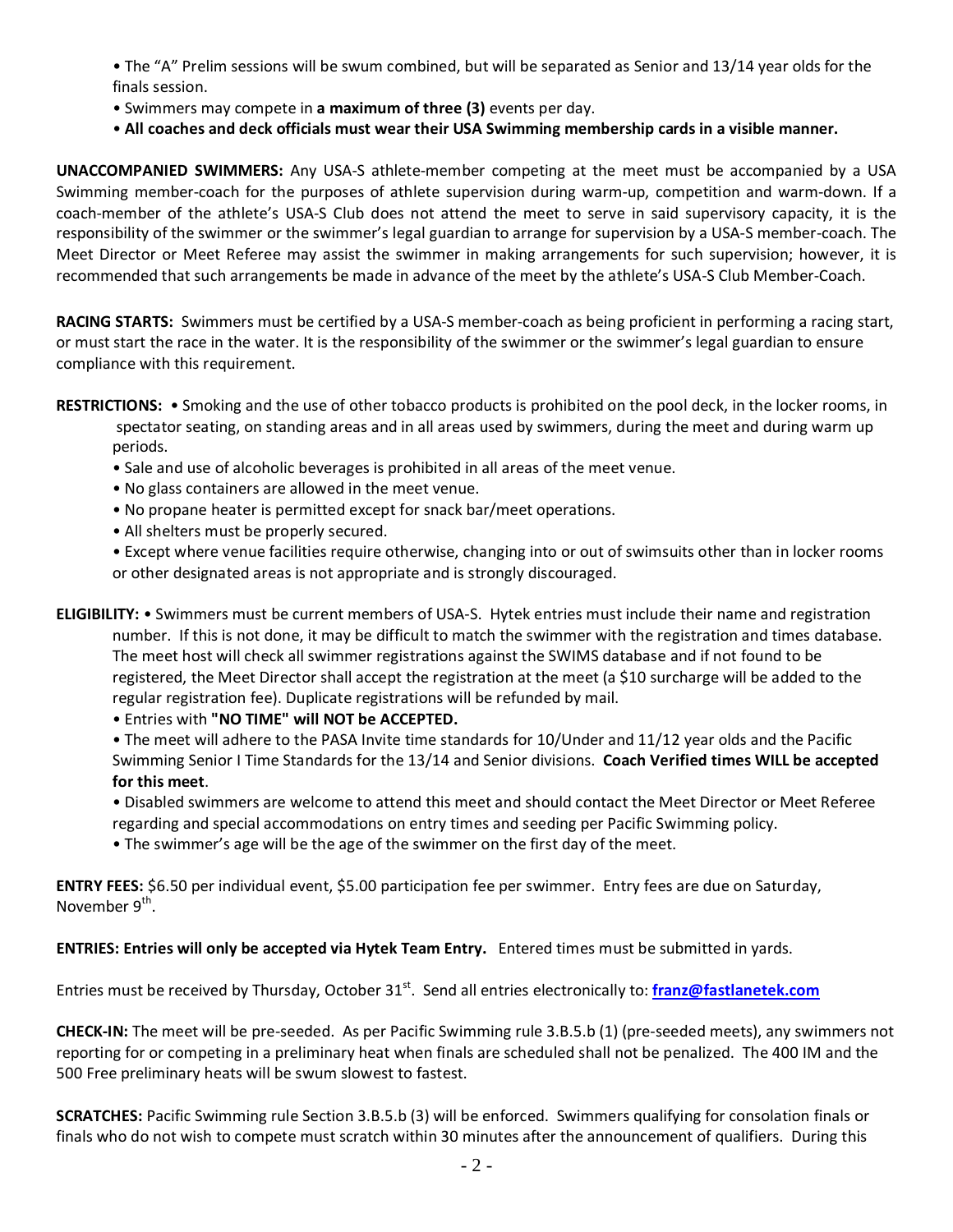- The "A" Prelim sessions will be swum combined, but will be separated as Senior and 13/14 year olds for the finals session.
- Swimmers may compete in **a maximum of three (3)** events per day.
- **All coaches and deck officials must wear their USA Swimming membership cards in a visible manner.**

**UNACCOMPANIED SWIMMERS:** Any USA-S athlete-member competing at the meet must be accompanied by a USA Swimming member-coach for the purposes of athlete supervision during warm-up, competition and warm-down. If a coach-member of the athlete's USA-S Club does not attend the meet to serve in said supervisory capacity, it is the responsibility of the swimmer or the swimmer's legal guardian to arrange for supervision by a USA-S member-coach. The Meet Director or Meet Referee may assist the swimmer in making arrangements for such supervision; however, it is recommended that such arrangements be made in advance of the meet by the athlete's USA-S Club Member-Coach.

**RACING STARTS:** Swimmers must be certified by a USA-S member-coach as being proficient in performing a racing start, or must start the race in the water. It is the responsibility of the swimmer or the swimmer's legal guardian to ensure compliance with this requirement.

**RESTRICTIONS:**
- Smoking and the use of other tobacco products is prohibited on the pool deck, in the locker rooms, in spectator seating, on standing areas and in all areas used by swimmers, during the meet and during warm up periods.
- Sale and use of alcoholic beverages is prohibited in all areas of the meet venue.
- No glass containers are allowed in the meet venue.
- No propane heater is permitted except for snack bar/meet operations.
- All shelters must be properly secured.
- Except where venue facilities require otherwise, changing into or out of swimsuits other than in locker rooms or other designated areas is not appropriate and is strongly discouraged.

**ELIGIBILITY:**
- Swimmers must be current members of USA-S. Hytek entries must include their name and registration number. If this is not done, it may be difficult to match the swimmer with the registration and times database. The meet host will check all swimmer registrations against the SWIMS database and if not found to be registered, the Meet Director shall accept the registration at the meet (a $10 surcharge will be added to the regular registration fee). Duplicate registrations will be refunded by mail.
- Entries with **"NO TIME" will NOT be ACCEPTED.**
- The meet will adhere to the PASA Invite time standards for 10/Under and 11/12 year olds and the Pacific Swimming Senior I Time Standards for the 13/14 and Senior divisions. **Coach Verified times WILL be accepted for this meet**.
- Disabled swimmers are welcome to attend this meet and should contact the Meet Director or Meet Referee regarding and special accommodations on entry times and seeding per Pacific Swimming policy.
- The swimmer's age will be the age of the swimmer on the first day of the meet.

**ENTRY FEES:** $6.50 per individual event, $5.00 participation fee per swimmer. Entry fees are due on Saturday, November 9th.

**ENTRIES: Entries will only be accepted via Hytek Team Entry.** Entered times must be submitted in yards.

Entries must be received by Thursday, October 31st. Send all entries electronically to: **franz@fastlanetek.com**

**CHECK-IN:** The meet will be pre-seeded. As per Pacific Swimming rule 3.B.5.b (1) (pre-seeded meets), any swimmers not reporting for or competing in a preliminary heat when finals are scheduled shall not be penalized. The 400 IM and the 500 Free preliminary heats will be swum slowest to fastest.

**SCRATCHES:** Pacific Swimming rule Section 3.B.5.b (3) will be enforced. Swimmers qualifying for consolation finals or finals who do not wish to compete must scratch within 30 minutes after the announcement of qualifiers. During this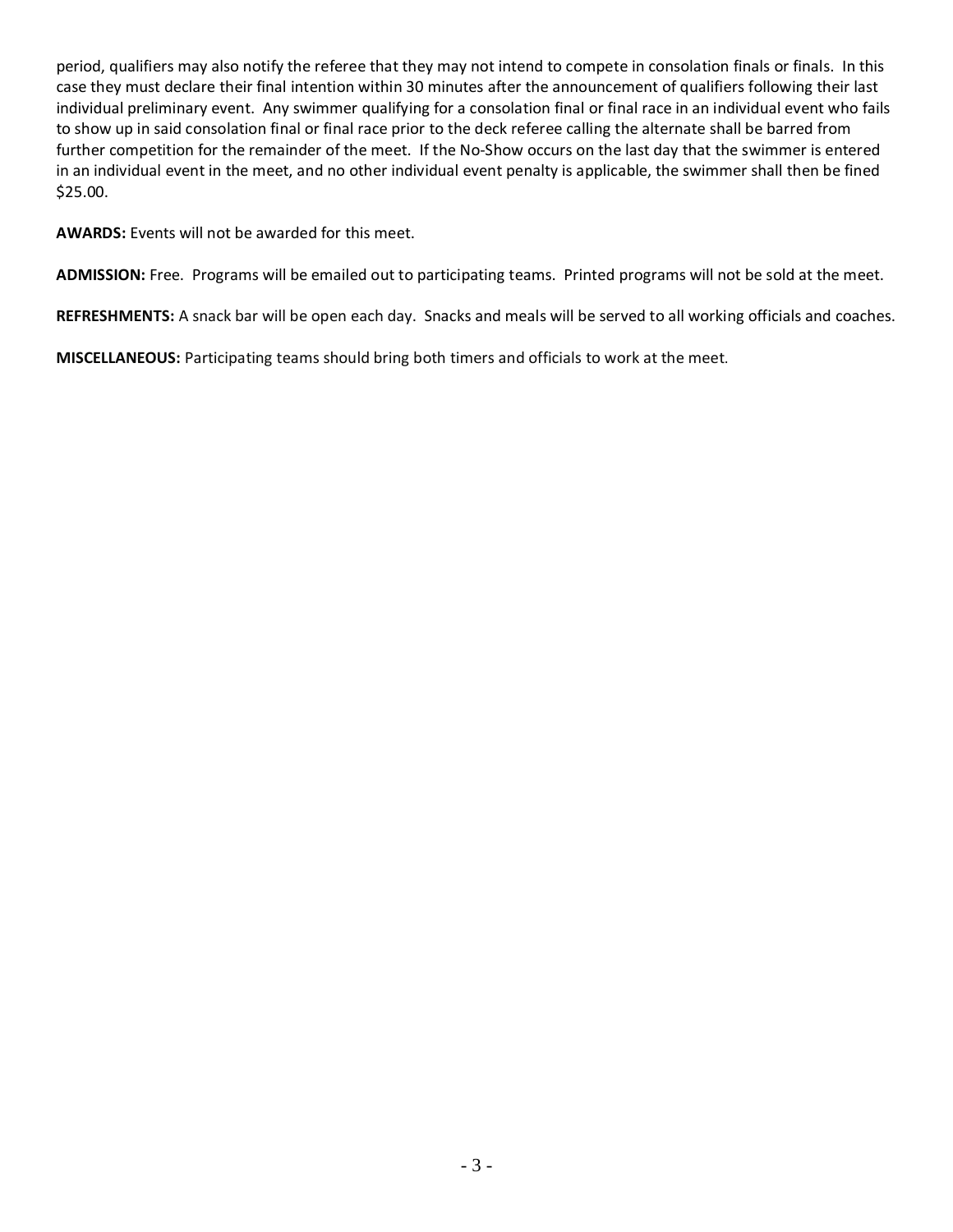period, qualifiers may also notify the referee that they may not intend to compete in consolation finals or finals. In this case they must declare their final intention within 30 minutes after the announcement of qualifiers following their last individual preliminary event. Any swimmer qualifying for a consolation final or final race in an individual event who fails to show up in said consolation final or final race prior to the deck referee calling the alternate shall be barred from further competition for the remainder of the meet. If the No-Show occurs on the last day that the swimmer is entered in an individual event in the meet, and no other individual event penalty is applicable, the swimmer shall then be fined $25.00.

**AWARDS:** Events will not be awarded for this meet.

**ADMISSION:** Free. Programs will be emailed out to participating teams. Printed programs will not be sold at the meet.

**REFRESHMENTS:** A snack bar will be open each day. Snacks and meals will be served to all working officials and coaches.

**MISCELLANEOUS:** Participating teams should bring both timers and officials to work at the meet.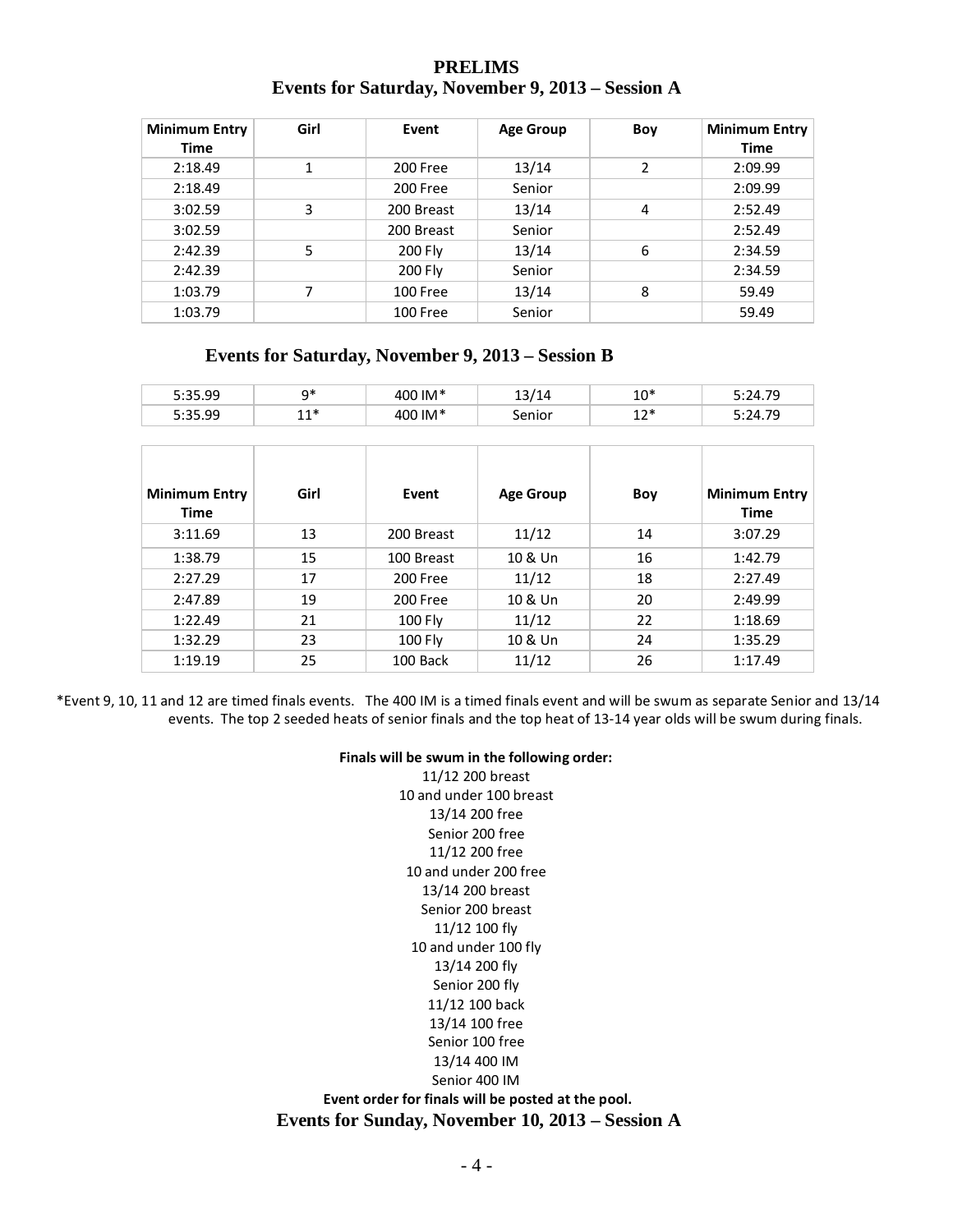## PRELIMS
## Events for Saturday, November 9, 2013 – Session A

| Minimum Entry Time | Girl | Event | Age Group | Boy | Minimum Entry Time |
|---|---|---|---|---|---|
| 2:18.49 | 1 | 200 Free | 13/14 | 2 | 2:09.99 |
| 2:18.49 | | 200 Free | Senior | | 2:09.99 |
| 3:02.59 | 3 | 200 Breast | 13/14 | 4 | 2:52.49 |
| 3:02.59 | | 200 Breast | Senior | | 2:52.49 |
| 2:42.39 | 5 | 200 Fly | 13/14 | 6 | 2:34.59 |
| 2:42.39 | | 200 Fly | Senior | | 2:34.59 |
| 1:03.79 | 7 | 100 Free | 13/14 | 8 | 59.49 |
| 1:03.79 | | 100 Free | Senior | | 59.49 |

## Events for Saturday, November 9, 2013 – Session B

| Minimum Entry Time | Girl | Event | Age Group | Boy | Minimum Entry Time |
|---|---|---|---|---|---|
| 5:35.99 | 9* | 400 IM* | 13/14 | 10* | 5:24.79 |
| 5:35.99 | 11* | 400 IM* | Senior | 12* | 5:24.79 |

| Minimum Entry Time | Girl | Event | Age Group | Boy | Minimum Entry Time |
|---|---|---|---|---|---|
| 3:11.69 | 13 | 200 Breast | 11/12 | 14 | 3:07.29 |
| 1:38.79 | 15 | 100 Breast | 10 & Un | 16 | 1:42.79 |
| 2:27.29 | 17 | 200 Free | 11/12 | 18 | 2:27.49 |
| 2:47.89 | 19 | 200 Free | 10 & Un | 20 | 2:49.99 |
| 1:22.49 | 21 | 100 Fly | 11/12 | 22 | 1:18.69 |
| 1:32.29 | 23 | 100 Fly | 10 & Un | 24 | 1:35.29 |
| 1:19.19 | 25 | 100 Back | 11/12 | 26 | 1:17.49 |

*Event 9, 10, 11 and 12 are timed finals events. The 400 IM is a timed finals event and will be swum as separate Senior and 13/14 events. The top 2 seeded heats of senior finals and the top heat of 13-14 year olds will be swum during finals.

**Finals will be swum in the following order:**

11/12 200 breast
10 and under 100 breast
13/14 200 free
Senior 200 free
11/12 200 free
10 and under 200 free
13/14 200 breast
Senior 200 breast
11/12 100 fly
10 and under 100 fly
13/14 200 fly
Senior 200 fly
11/12 100 back
13/14 100 free
Senior 100 free
13/14 400 IM
Senior 400 IM

**Event order for finals will be posted at the pool.**

## Events for Sunday, November 10, 2013 – Session A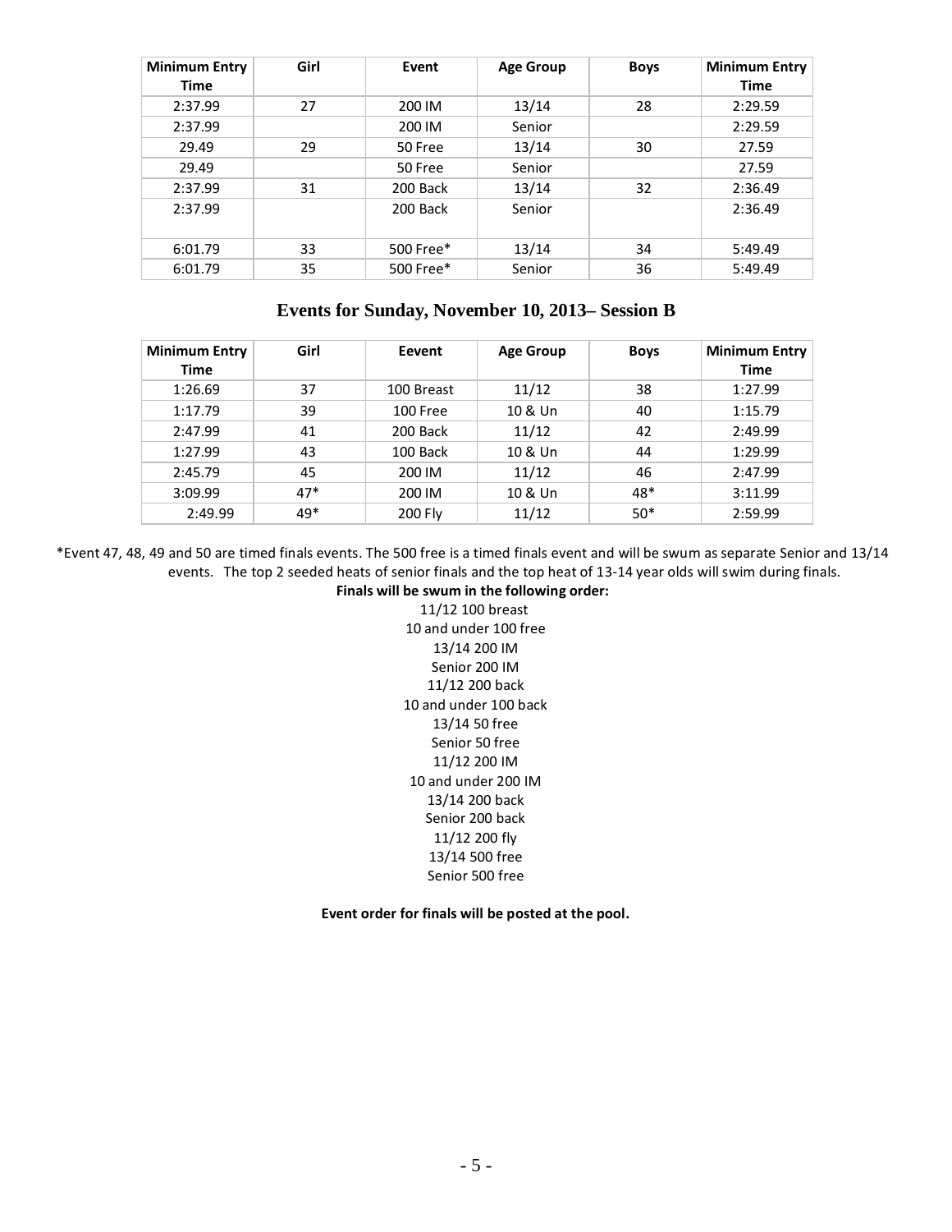| Minimum Entry Time | Girl | Event | Age Group | Boys | Minimum Entry Time |
|---|---|---|---|---|---|
| 2:37.99 | 27 | 200 IM | 13/14 | 28 | 2:29.59 |
| 2:37.99 | | 200 IM | Senior | | 2:29.59 |
| 29.49 | 29 | 50 Free | 13/14 | 30 | 27.59 |
| 29.49 | | 50 Free | Senior | | 27.59 |
| 2:37.99 | 31 | 200 Back | 13/14 | 32 | 2:36.49 |
| 2:37.99 | | 200 Back | Senior | | 2:36.49 |
| 6:01.79 | 33 | 500 Free* | 13/14 | 34 | 5:49.49 |
| 6:01.79 | 35 | 500 Free* | Senior | 36 | 5:49.49 |

## Events for Sunday, November 10, 2013– Session B

| Minimum Entry Time | Girl | Eevent | Age Group | Boys | Minimum Entry Time |
|---|---|---|---|---|---|
| 1:26.69 | 37 | 100 Breast | 11/12 | 38 | 1:27.99 |
| 1:17.79 | 39 | 100 Free | 10 & Un | 40 | 1:15.79 |
| 2:47.99 | 41 | 200 Back | 11/12 | 42 | 2:49.99 |
| 1:27.99 | 43 | 100 Back | 10 & Un | 44 | 1:29.99 |
| 2:45.79 | 45 | 200 IM | 11/12 | 46 | 2:47.99 |
| 3:09.99 | 47* | 200 IM | 10 & Un | 48* | 3:11.99 |
| 2:49.99 | 49* | 200 Fly | 11/12 | 50* | 2:59.99 |

*Event 47, 48, 49 and 50 are timed finals events. The 500 free is a timed finals event and will be swum as separate Senior and 13/14 events. The top 2 seeded heats of senior finals and the top heat of 13-14 year olds will swim during finals.

**Finals will be swum in the following order:**

11/12 100 breast
10 and under 100 free
13/14 200 IM
Senior 200 IM
11/12 200 back
10 and under 100 back
13/14 50 free
Senior 50 free
11/12 200 IM
10 and under 200 IM
13/14 200 back
Senior 200 back
11/12 200 fly
13/14 500 free
Senior 500 free

**Event order for finals will be posted at the pool.**